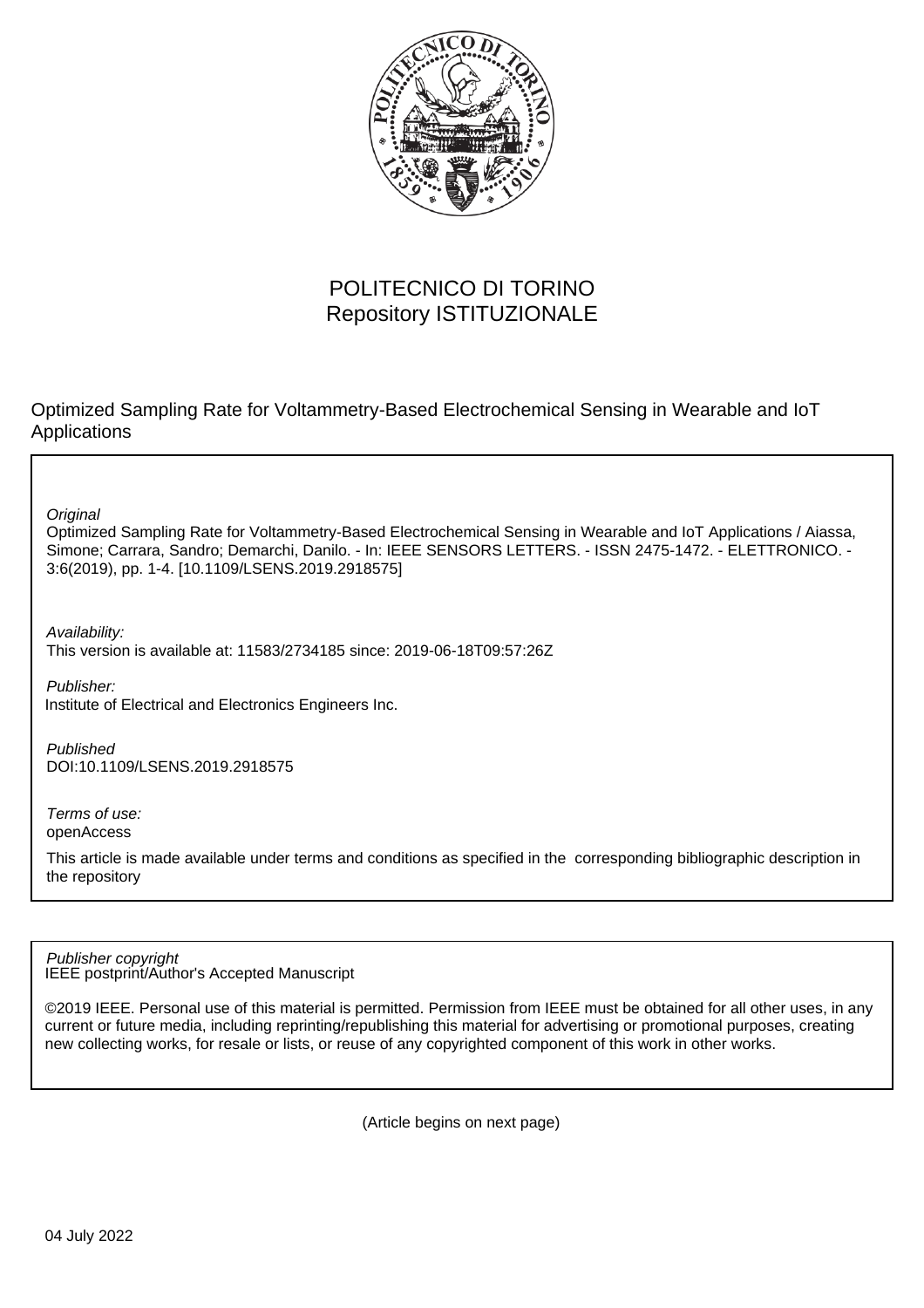POLITECNICO DI TORINO
Repository ISTITUZIONALE

Optimized Sampling Rate for Voltammetry-Based Electrochemical Sensing in Wearable and IoT Applications

*Original*
Optimized Sampling Rate for Voltammetry-Based Electrochemical Sensing in Wearable and IoT Applications / Aiassa, Simone; Carrara, Sandro; Demarchi, Danilo. - In: IEEE SENSORS LETTERS. - ISSN 2475-1472. - ELETTRONICO. - 3:6(2019), pp. 1-4. [10.1109/LSENS.2019.2918575]

*Availability:*
This version is available at: 11583/2734185 since: 2019-06-18T09:57:26Z

*Publisher:*
Institute of Electrical and Electronics Engineers Inc.

*Published*
DOI:10.1109/LSENS.2019.2918575

*Terms of use:*
openAccess

This article is made available under terms and conditions as specified in the corresponding bibliographic description in the repository

*Publisher copyright*
IEEE postprint/Author's Accepted Manuscript

©2019 IEEE. Personal use of this material is permitted. Permission from IEEE must be obtained for all other uses, in any current or future media, including reprinting/republishing this material for advertising or promotional purposes, creating new collecting works, for resale or lists, or reuse of any copyrighted component of this work in other works.

(Article begins on next page)

04 July 2022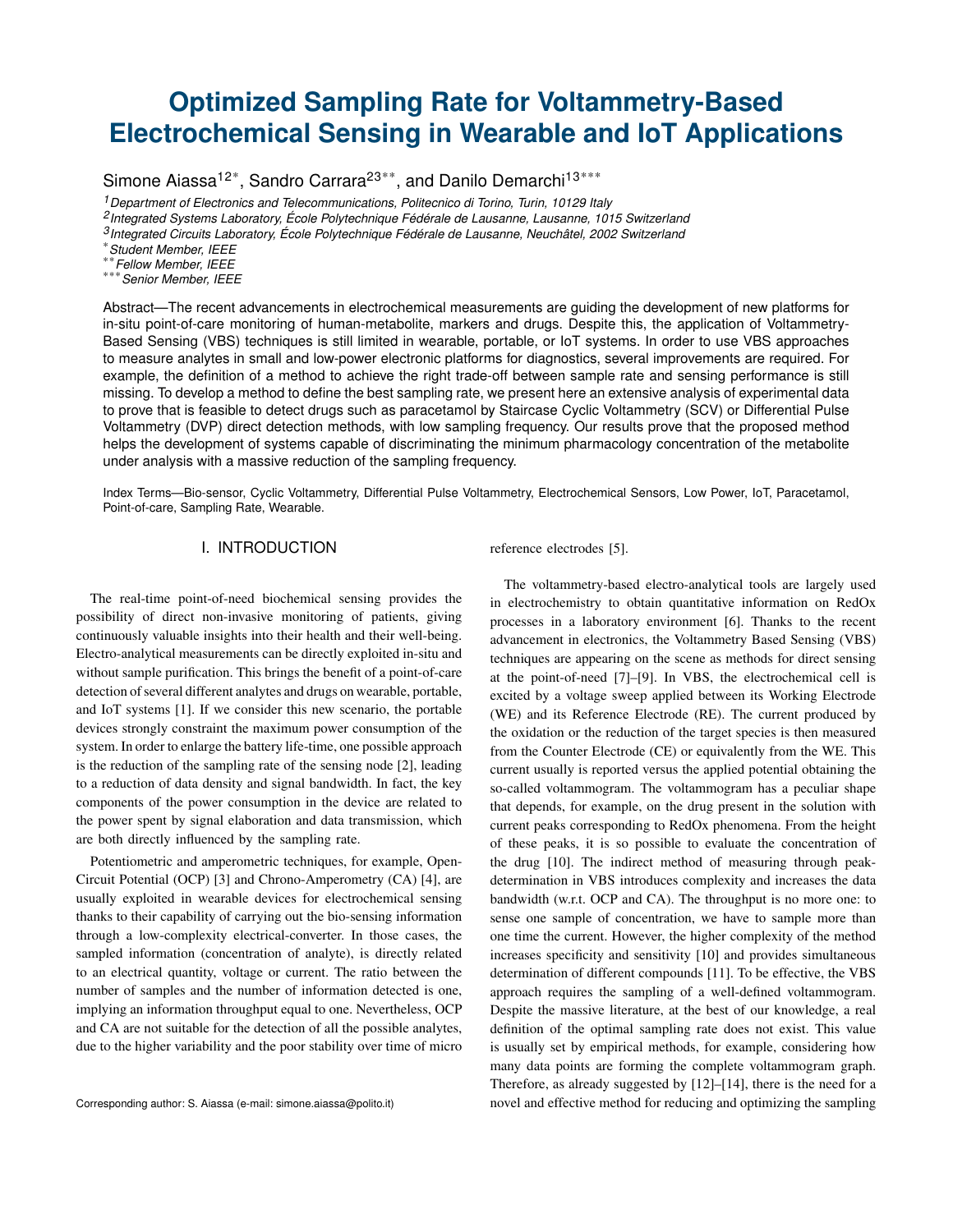# Optimized Sampling Rate for Voltammetry-Based Electrochemical Sensing in Wearable and IoT Applications

Simone Aiassa[12*], Sandro Carrara[23**], and Danilo Demarchi[13***]

[1] Department of Electronics and Telecommunications, Politecnico di Torino, Turin, 10129 Italy
[2] Integrated Systems Laboratory, École Polytechnique Fédérale de Lausanne, Lausanne, 1015 Switzerland
[3] Integrated Circuits Laboratory, École Polytechnique Fédérale de Lausanne, Neuchâtel, 2002 Switzerland
[*] Student Member, IEEE
[**] Fellow Member, IEEE
[***] Senior Member, IEEE

Abstract—The recent advancements in electrochemical measurements are guiding the development of new platforms for in-situ point-of-care monitoring of human-metabolite, markers and drugs. Despite this, the application of Voltammetry-Based Sensing (VBS) techniques is still limited in wearable, portable, or IoT systems. In order to use VBS approaches to measure analytes in small and low-power electronic platforms for diagnostics, several improvements are required. For example, the definition of a method to achieve the right trade-off between sample rate and sensing performance is still missing. To develop a method to define the best sampling rate, we present here an extensive analysis of experimental data to prove that is feasible to detect drugs such as paracetamol by Staircase Cyclic Voltammetry (SCV) or Differential Pulse Voltammetry (DVP) direct detection methods, with low sampling frequency. Our results prove that the proposed method helps the development of systems capable of discriminating the minimum pharmacology concentration of the metabolite under analysis with a massive reduction of the sampling frequency.

Index Terms—Bio-sensor, Cyclic Voltammetry, Differential Pulse Voltammetry, Electrochemical Sensors, Low Power, IoT, Paracetamol, Point-of-care, Sampling Rate, Wearable.

## I. INTRODUCTION

The real-time point-of-need biochemical sensing provides the possibility of direct non-invasive monitoring of patients, giving continuously valuable insights into their health and their well-being. Electro-analytical measurements can be directly exploited in-situ and without sample purification. This brings the benefit of a point-of-care detection of several different analytes and drugs on wearable, portable, and IoT systems [1]. If we consider this new scenario, the portable devices strongly constraint the maximum power consumption of the system. In order to enlarge the battery life-time, one possible approach is the reduction of the sampling rate of the sensing node [2], leading to a reduction of data density and signal bandwidth. In fact, the key components of the power consumption in the device are related to the power spent by signal elaboration and data transmission, which are both directly influenced by the sampling rate.

Potentiometric and amperometric techniques, for example, Open-Circuit Potential (OCP) [3] and Chrono-Amperometry (CA) [4], are usually exploited in wearable devices for electrochemical sensing thanks to their capability of carrying out the bio-sensing information through a low-complexity electrical-converter. In those cases, the sampled information (concentration of analyte), is directly related to an electrical quantity, voltage or current. The ratio between the number of samples and the number of information detected is one, implying an information throughput equal to one. Nevertheless, OCP and CA are not suitable for the detection of all the possible analytes, due to the higher variability and the poor stability over time of micro reference electrodes [5].

The voltammetry-based electro-analytical tools are largely used in electrochemistry to obtain quantitative information on RedOx processes in a laboratory environment [6]. Thanks to the recent advancement in electronics, the Voltammetry Based Sensing (VBS) techniques are appearing on the scene as methods for direct sensing at the point-of-need [7]–[9]. In VBS, the electrochemical cell is excited by a voltage sweep applied between its Working Electrode (WE) and its Reference Electrode (RE). The current produced by the oxidation or the reduction of the target species is then measured from the Counter Electrode (CE) or equivalently from the WE. This current usually is reported versus the applied potential obtaining the so-called voltammogram. The voltammogram has a peculiar shape that depends, for example, on the drug present in the solution with current peaks corresponding to RedOx phenomena. From the height of these peaks, it is so possible to evaluate the concentration of the drug [10]. The indirect method of measuring through peak-determination in VBS introduces complexity and increases the data bandwidth (w.r.t. OCP and CA). The throughput is no more one: to sense one sample of concentration, we have to sample more than one time the current. However, the higher complexity of the method increases specificity and sensitivity [10] and provides simultaneous determination of different compounds [11]. To be effective, the VBS approach requires the sampling of a well-defined voltammogram. Despite the massive literature, at the best of our knowledge, a real definition of the optimal sampling rate does not exist. This value is usually set by empirical methods, for example, considering how many data points are forming the complete voltammogram graph. Therefore, as already suggested by [12]–[14], there is the need for a novel and effective method for reducing and optimizing the sampling

Corresponding author: S. Aiassa (e-mail: simone.aiassa@polito.it)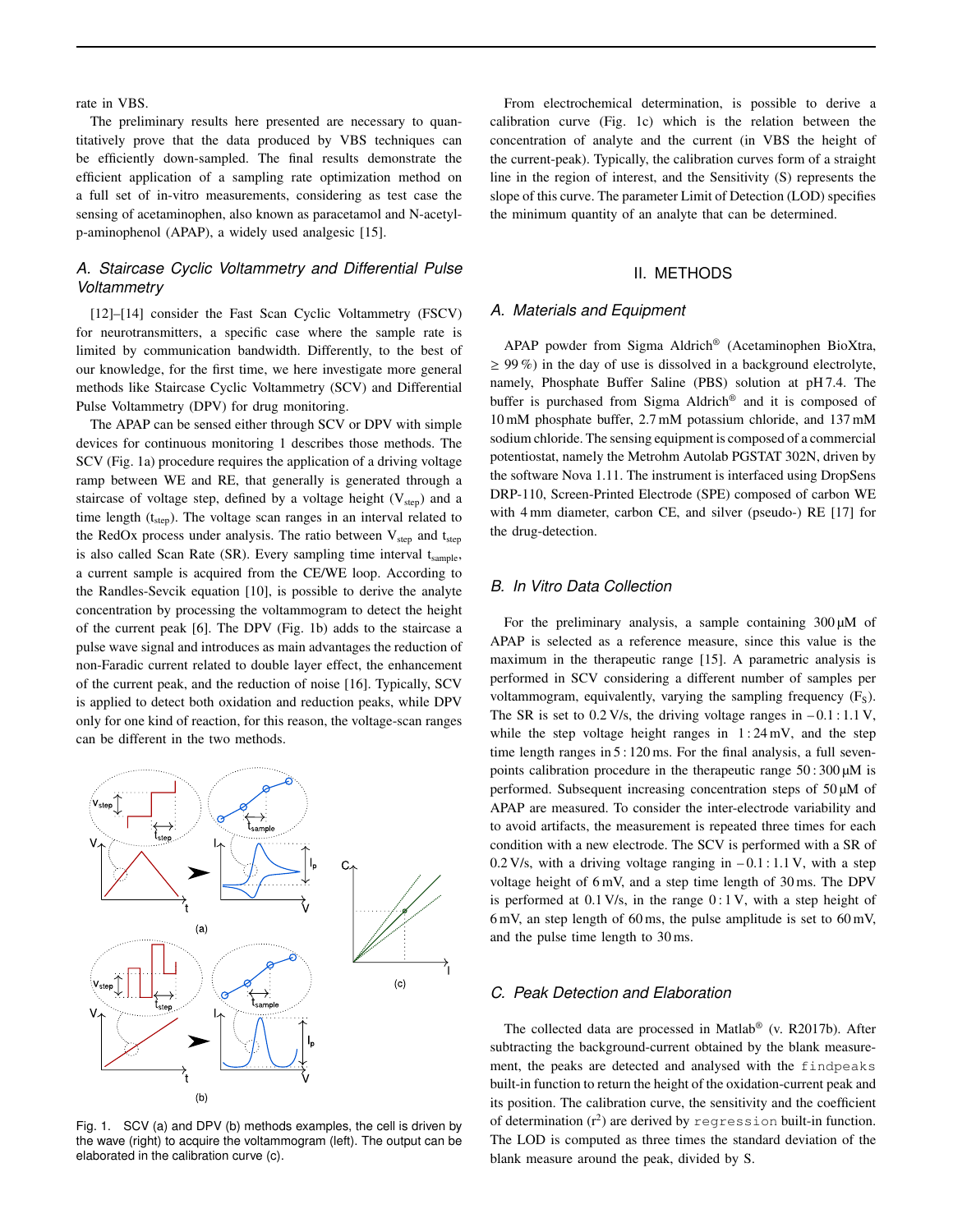rate in VBS.

The preliminary results here presented are necessary to quantitatively prove that the data produced by VBS techniques can be efficiently down-sampled. The final results demonstrate the efficient application of a sampling rate optimization method on a full set of in-vitro measurements, considering as test case the sensing of acetaminophen, also known as paracetamol and N-acetyl-p-aminophenol (APAP), a widely used analgesic [15].

### A. Staircase Cyclic Voltammetry and Differential Pulse Voltammetry

[12]–[14] consider the Fast Scan Cyclic Voltammetry (FSCV) for neurotransmitters, a specific case where the sample rate is limited by communication bandwidth. Differently, to the best of our knowledge, for the first time, we here investigate more general methods like Staircase Cyclic Voltammetry (SCV) and Differential Pulse Voltammetry (DPV) for drug monitoring.

The APAP can be sensed either through SCV or DPV with simple devices for continuous monitoring 1 describes those methods. The SCV (Fig. 1a) procedure requires the application of a driving voltage ramp between WE and RE, that generally is generated through a staircase of voltage step, defined by a voltage height ($V_{step}$) and a time length ($t_{step}$). The voltage scan ranges in an interval related to the RedOx process under analysis. The ratio between $V_{step}$ and $t_{step}$ is also called Scan Rate (SR). Every sampling time interval $t_{sample}$, a current sample is acquired from the CE/WE loop. According to the Randles-Sevcik equation [10], is possible to derive the analyte concentration by processing the voltammogram to detect the height of the current peak [6]. The DPV (Fig. 1b) adds to the staircase a pulse wave signal and introduces as main advantages the reduction of non-Faradic current related to double layer effect, the enhancement of the current peak, and the reduction of noise [16]. Typically, SCV is applied to detect both oxidation and reduction peaks, while DPV only for one kind of reaction, for this reason, the voltage-scan ranges can be different in the two methods.

Fig. 1. SCV (a) and DPV (b) methods examples, the cell is driven by the wave (right) to acquire the voltammogram (left). The output can be elaborated in the calibration curve (c).

From electrochemical determination, is possible to derive a calibration curve (Fig. 1c) which is the relation between the concentration of analyte and the current (in VBS the height of the current-peak). Typically, the calibration curves form of a straight line in the region of interest, and the Sensitivity (S) represents the slope of this curve. The parameter Limit of Detection (LOD) specifies the minimum quantity of an analyte that can be determined.

## II. Methods

### A. Materials and Equipment

APAP powder from Sigma Aldrich® (Acetaminophen BioXtra, ≥ 99 %) in the day of use is dissolved in a background electrolyte, namely, Phosphate Buffer Saline (PBS) solution at pH 7.4. The buffer is purchased from Sigma Aldrich® and it is composed of 10 mM phosphate buffer, 2.7 mM potassium chloride, and 137 mM sodium chloride. The sensing equipment is composed of a commercial potentiostat, namely the Metrohm Autolab PGSTAT 302N, driven by the software Nova 1.11. The instrument is interfaced using DropSens DRP-110, Screen-Printed Electrode (SPE) composed of carbon WE with 4 mm diameter, carbon CE, and silver (pseudo-) RE [17] for the drug-detection.

### B. In Vitro Data Collection

For the preliminary analysis, a sample containing 300 µM of APAP is selected as a reference measure, since this value is the maximum in the therapeutic range [15]. A parametric analysis is performed in SCV considering a different number of samples per voltammogram, equivalently, varying the sampling frequency ($F_S$). The SR is set to 0.2 V/s, the driving voltage ranges in −0.1 : 1.1 V, while the step voltage height ranges in 1 : 24 mV, and the step time length ranges in 5 : 120 ms. For the final analysis, a full seven-points calibration procedure in the therapeutic range 50 : 300 µM is performed. Subsequent increasing concentration steps of 50 µM of APAP are measured. To consider the inter-electrode variability and to avoid artifacts, the measurement is repeated three times for each condition with a new electrode. The SCV is performed with a SR of 0.2 V/s, with a driving voltage ranging in −0.1 : 1.1 V, with a step voltage height of 6 mV, and a step time length of 30 ms. The DPV is performed at 0.1 V/s, in the range 0 : 1 V, with a step height of 6 mV, an step length of 60 ms, the pulse amplitude is set to 60 mV, and the pulse time length to 30 ms.

### C. Peak Detection and Elaboration

The collected data are processed in Matlab® (v. R2017b). After subtracting the background-current obtained by the blank measurement, the peaks are detected and analysed with the `findpeaks` built-in function to return the height of the oxidation-current peak and its position. The calibration curve, the sensitivity and the coefficient of determination ($r^2$) are derived by `regression` built-in function. The LOD is computed as three times the standard deviation of the blank measure around the peak, divided by S.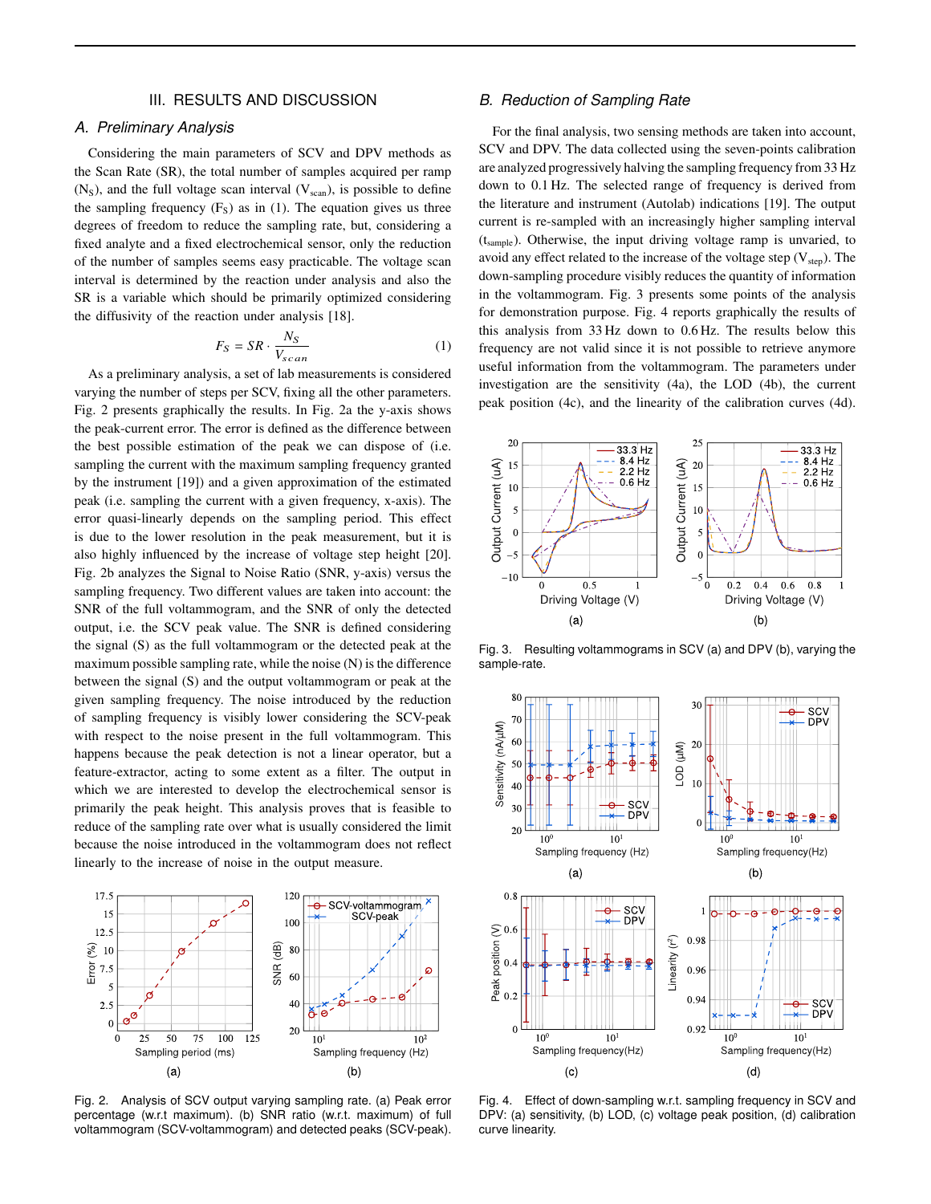## III. RESULTS AND DISCUSSION

### A. Preliminary Analysis

Considering the main parameters of SCV and DPV methods as the Scan Rate (SR), the total number of samples acquired per ramp ($N_S$), and the full voltage scan interval ($V_{scan}$), is possible to define the sampling frequency ($F_S$) as in (1). The equation gives us three degrees of freedom to reduce the sampling rate, but, considering a fixed analyte and a fixed electrochemical sensor, only the reduction of the number of samples seems easy practicable. The voltage scan interval is determined by the reaction under analysis and also the SR is a variable which should be primarily optimized considering the diffusivity of the reaction under analysis [18].

$$F_S = SR \cdot \frac{N_S}{V_{scan}} \tag{1}$$

As a preliminary analysis, a set of lab measurements is considered varying the number of steps per SCV, fixing all the other parameters. Fig. 2 presents graphically the results. In Fig. 2a the y-axis shows the peak-current error. The error is defined as the difference between the best possible estimation of the peak we can dispose of (i.e. sampling the current with the maximum sampling frequency granted by the instrument [19]) and a given approximation of the estimated peak (i.e. sampling the current with a given frequency, x-axis). The error quasi-linearly depends on the sampling period. This effect is due to the lower resolution in the peak measurement, but it is also highly influenced by the increase of voltage step height [20]. Fig. 2b analyzes the Signal to Noise Ratio (SNR, y-axis) versus the sampling frequency. Two different values are taken into account: the SNR of the full voltammogram, and the SNR of only the detected output, i.e. the SCV peak value. The SNR is defined considering the signal (S) as the full voltammogram or the detected peak at the maximum possible sampling rate, while the noise (N) is the difference between the signal (S) and the output voltammogram or peak at the given sampling frequency. The noise introduced by the reduction of sampling frequency is visibly lower considering the SCV-peak with respect to the noise present in the full voltammogram. This happens because the peak detection is not a linear operator, but a feature-extractor, acting to some extent as a filter. The output in which we are interested to develop the electrochemical sensor is primarily the peak height. This analysis proves that is feasible to reduce of the sampling rate over what is usually considered the limit because the noise introduced in the voltammogram does not reflect linearly to the increase of noise in the output measure.

Fig. 2. Analysis of SCV output varying sampling rate. (a) Peak error percentage (w.r.t maximum). (b) SNR ratio (w.r.t. maximum) of full voltammogram (SCV-voltammogram) and detected peaks (SCV-peak).

### B. Reduction of Sampling Rate

For the final analysis, two sensing methods are taken into account, SCV and DPV. The data collected using the seven-points calibration are analyzed progressively halving the sampling frequency from 33 Hz down to 0.1 Hz. The selected range of frequency is derived from the literature and instrument (Autolab) indications [19]. The output current is re-sampled with an increasingly higher sampling interval ($t_{sample}$). Otherwise, the input driving voltage ramp is unvaried, to avoid any effect related to the increase of the voltage step ($V_{step}$). The down-sampling procedure visibly reduces the quantity of information in the voltammogram. Fig. 3 presents some points of the analysis for demonstration purpose. Fig. 4 reports graphically the results of this analysis from 33 Hz down to 0.6 Hz. The results below this frequency are not valid since it is not possible to retrieve anymore useful information from the voltammogram. The parameters under investigation are the sensitivity (4a), the LOD (4b), the current peak position (4c), and the linearity of the calibration curves (4d).

Fig. 3. Resulting voltammograms in SCV (a) and DPV (b), varying the sample-rate.

Fig. 4. Effect of down-sampling w.r.t. sampling frequency in SCV and DPV: (a) sensitivity, (b) LOD, (c) voltage peak position, (d) calibration curve linearity.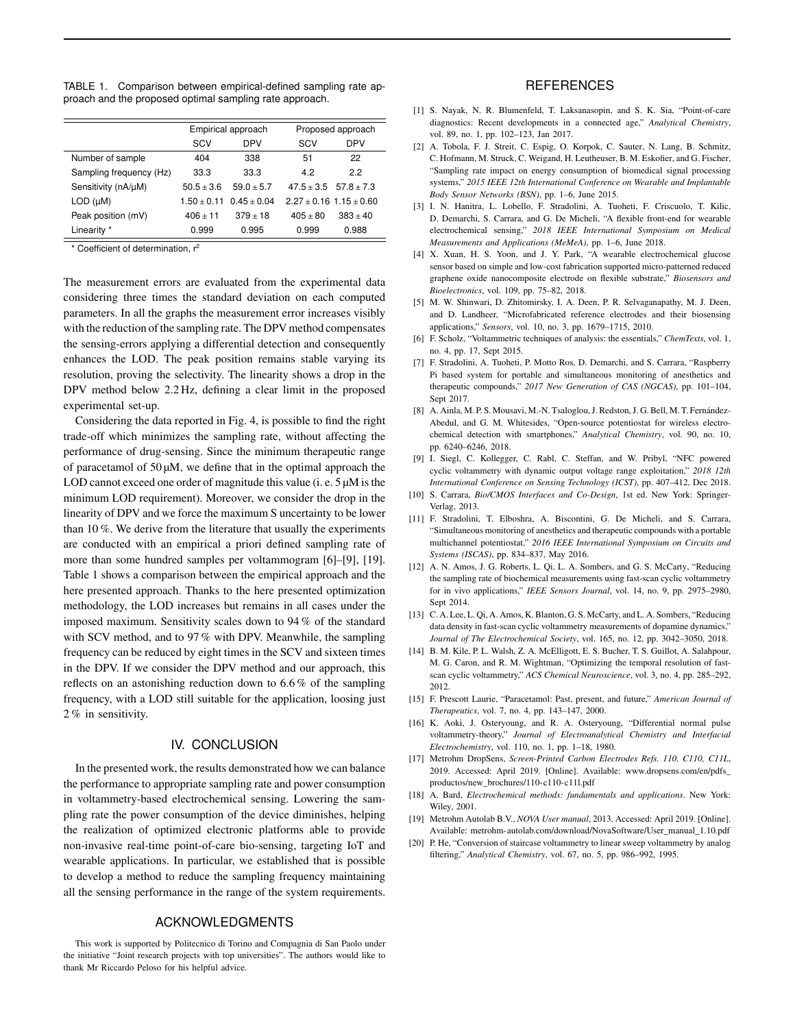TABLE 1. Comparison between empirical-defined sampling rate approach and the proposed optimal sampling rate approach.

| | Empirical approach | | Proposed approach | |
|---|---|---|---|---|
| | SCV | DPV | SCV | DPV |
| Number of sample | 404 | 338 | 51 | 22 |
| Sampling frequency (Hz) | 33.3 | 33.3 | 4.2 | 2.2 |
| Sensitivity (nA/μM) | $50.5 \pm 3.6$ | $59.0 \pm 5.7$ | $47.5 \pm 3.5$ | $57.8 \pm 7.3$ |
| LOD (μM) | $1.50 \pm 0.11$ | $0.45 \pm 0.04$ | $2.27 \pm 0.16$ | $1.15 \pm 0.60$ |
| Peak position (mV) | $406 \pm 11$ | $379 \pm 18$ | $405 \pm 80$ | $383 \pm 40$ |
| Linearity * | 0.999 | 0.995 | 0.999 | 0.988 |

* Coefficient of determination, $r^2$

The measurement errors are evaluated from the experimental data considering three times the standard deviation on each computed parameters. In all the graphs the measurement error increases visibly with the reduction of the sampling rate. The DPV method compensates the sensing-errors applying a differential detection and consequently enhances the LOD. The peak position remains stable varying its resolution, proving the selectivity. The linearity shows a drop in the DPV method below 2.2 Hz, defining a clear limit in the proposed experimental set-up.

Considering the data reported in Fig. 4, is possible to find the right trade-off which minimizes the sampling rate, without affecting the performance of drug-sensing. Since the minimum therapeutic range of paracetamol of 50 μM, we define that in the optimal approach the LOD cannot exceed one order of magnitude this value (i. e. 5 μM is the minimum LOD requirement). Moreover, we consider the drop in the linearity of DPV and we force the maximum S uncertainty to be lower than 10 %. We derive from the literature that usually the experiments are conducted with an empirical a priori defined sampling rate of more than some hundred samples per voltammogram [6]–[9], [19]. Table 1 shows a comparison between the empirical and the here presented approach. Thanks to the here presented optimization methodology, the LOD increases but remains in all cases under the imposed maximum. Sensitivity scales down to 94 % of the standard with SCV method, and to 97 % with DPV. Meanwhile, the sampling frequency can be reduced by eight times in the SCV and sixteen times in the DPV. If we consider the DPV method and our approach, this reflects on an astonishing reduction down to 6.6 % of the sampling frequency, with a LOD still suitable for the application, loosing just 2 % in sensitivity.

## IV. CONCLUSION

In the presented work, the results demonstrated how we can balance the performance to appropriate sampling rate and power consumption in voltammetry-based electrochemical sensing. Lowering the sampling rate the power consumption of the device diminishes, helping the realization of optimized electronic platforms able to provide non-invasive real-time point-of-care bio-sensing, targeting IoT and wearable applications. In particular, we established that is possible to develop a method to reduce the sampling frequency maintaining all the sensing performance in the range of the system requirements.

## ACKNOWLEDGMENTS

This work is supported by Politecnico di Torino and Compagnia di San Paolo under the initiative "Joint research projects with top universities". The authors would like to thank Mr Riccardo Peloso for his helpful advice.

## REFERENCES

[1] S. Nayak, N. R. Blumenfeld, T. Laksanasopin, and S. K. Sia, "Point-of-care diagnostics: Recent developments in a connected age," *Analytical Chemistry*, vol. 89, no. 1, pp. 102–123, Jan 2017.

[2] A. Tobola, F. J. Streit, C. Espig, O. Korpok, C. Sauter, N. Lang, B. Schmitz, C. Hofmann, M. Struck, C. Weigand, H. Leutheuser, B. M. Eskofier, and G. Fischer, "Sampling rate impact on energy consumption of biomedical signal processing systems," *2015 IEEE 12th International Conference on Wearable and Implantable Body Sensor Networks (BSN)*, pp. 1–6, June 2015.

[3] I. N. Hanitra, L. Lobello, F. Stradolini, A. Tuoheti, F. Criscuolo, T. Kilic, D. Demarchi, S. Carrara, and G. De Micheli, "A flexible front-end for wearable electrochemical sensing," *2018 IEEE International Symposium on Medical Measurements and Applications (MeMeA)*, pp. 1–6, June 2018.

[4] X. Xuan, H. S. Yoon, and J. Y. Park, "A wearable electrochemical glucose sensor based on simple and low-cost fabrication supported micro-patterned reduced graphene oxide nanocomposite electrode on flexible substrate," *Biosensors and Bioelectronics*, vol. 109, pp. 75–82, 2018.

[5] M. W. Shinwari, D. Zhitomirsky, I. A. Deen, P. R. Selvaganapathy, M. J. Deen, and D. Landheer, "Microfabricated reference electrodes and their biosensing applications," *Sensors*, vol. 10, no. 3, pp. 1679–1715, 2010.

[6] F. Scholz, "Voltammetric techniques of analysis: the essentials," *ChemTexts*, vol. 1, no. 4, pp. 17, Sept 2015.

[7] F. Stradolini, A. Tuoheti, P. Motto Ros, D. Demarchi, and S. Carrara, "Raspberry Pi based system for portable and simultaneous monitoring of anesthetics and therapeutic compounds," *2017 New Generation of CAS (NGCAS)*, pp. 101–104, Sept 2017.

[8] A. Ainla, M. P. S. Mousavi, M.-N. Tsaloglou, J. Redston, J. G. Bell, M. T. Fernández-Abedul, and G. M. Whitesides, "Open-source potentiostat for wireless electrochemical detection with smartphones," *Analytical Chemistry*, vol. 90, no. 10, pp. 6240–6246, 2018.

[9] I. Siegl, C. Kollegger, C. Rabl, C. Steffan, and W. Pribyl, "NFC powered cyclic voltammetry with dynamic output voltage range exploitation," *2018 12th International Conference on Sensing Technology (ICST)*, pp. 407–412, Dec 2018.

[10] S. Carrara, *Bio/CMOS Interfaces and Co-Design*, 1st ed. New York: Springer-Verlag, 2013.

[11] F. Stradolini, T. Elboshra, A. Biscontini, G. De Micheli, and S. Carrara, "Simultaneous monitoring of anesthetics and therapeutic compounds with a portable multichannel potentiostat," *2016 IEEE International Symposium on Circuits and Systems (ISCAS)*, pp. 834–837, May 2016.

[12] A. N. Amos, J. G. Roberts, L. Qi, L. A. Sombers, and G. S. McCarty, "Reducing the sampling rate of biochemical measurements using fast-scan cyclic voltammetry for in vivo applications," *IEEE Sensors Journal*, vol. 14, no. 9, pp. 2975–2980, Sept 2014.

[13] C. A. Lee, L. Qi, A. Amos, K. Blanton, G. S. McCarty, and L. A. Sombers, "Reducing data density in fast-scan cyclic voltammetry measurements of dopamine dynamics," *Journal of The Electrochemical Society*, vol. 165, no. 12, pp. 3042–3050, 2018.

[14] B. M. Kile, P. L. Walsh, Z. A. McElligott, E. S. Bucher, T. S. Guillot, A. Salahpour, M. G. Caron, and R. M. Wightman, "Optimizing the temporal resolution of fast-scan cyclic voltammetry," *ACS Chemical Neuroscience*, vol. 3, no. 4, pp. 285–292, 2012.

[15] F. Prescott Laurie, "Paracetamol: Past, present, and future," *American Journal of Therapeutics*, vol. 7, no. 4, pp. 143–147, 2000.

[16] K. Aoki, J. Osteryoung, and R. A. Osteryoung, "Differential normal pulse voltammetry-theory," *Journal of Electroanalytical Chemistry and Interfacial Electrochemistry*, vol. 110, no. 1, pp. 1–18, 1980.

[17] Metrohm DropSens, *Screen-Printed Carbon Electrodes Refs. 110, C110, C11L*, 2019. Accessed: April 2019. [Online]. Available: www.dropsens.com/en/pdfs_productos/new_brochures/110-c110-c11l.pdf

[18] A. Bard, *Electrochemical methods: fundamentals and applications*. New York: Wiley, 2001.

[19] Metrohm Autolab B.V., *NOVA User manual*, 2013. Accessed: April 2019. [Online]. Available: metrohm-autolab.com/download/NovaSoftware/User_manual_1.10.pdf

[20] P. He, "Conversion of staircase voltammetry to linear sweep voltammetry by analog filtering," *Analytical Chemistry*, vol. 67, no. 5, pp. 986–992, 1995.